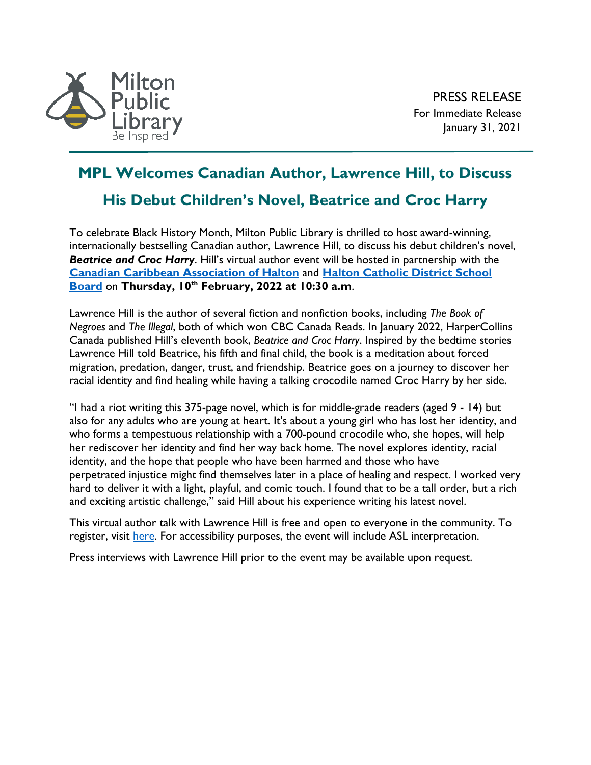Milton Public Library
Be Inspired

PRESS RELEASE
For Immediate Release
January 31, 2021

# MPL Welcomes Canadian Author, Lawrence Hill, to Discuss His Debut Children's Novel, Beatrice and Croc Harry

To celebrate Black History Month, Milton Public Library is thrilled to host award-winning, internationally bestselling Canadian author, Lawrence Hill, to discuss his debut children's novel, ***Beatrice and Croc Harry***. Hill's virtual author event will be hosted in partnership with the **Canadian Caribbean Association of Halton** and **Halton Catholic District School Board** on **Thursday, 10th February, 2022 at 10:30 a.m**.

Lawrence Hill is the author of several fiction and nonfiction books, including *The Book of Negroes* and *The Illegal*, both of which won CBC Canada Reads. In January 2022, HarperCollins Canada published Hill's eleventh book, *Beatrice and Croc Harry*. Inspired by the bedtime stories Lawrence Hill told Beatrice, his fifth and final child, the book is a meditation about forced migration, predation, danger, trust, and friendship. Beatrice goes on a journey to discover her racial identity and find healing while having a talking crocodile named Croc Harry by her side.

"I had a riot writing this 375-page novel, which is for middle-grade readers (aged 9 - 14) but also for any adults who are young at heart. It's about a young girl who has lost her identity, and who forms a tempestuous relationship with a 700-pound crocodile who, she hopes, will help her rediscover her identity and find her way back home. The novel explores identity, racial identity, and the hope that people who have been harmed and those who have perpetrated injustice might find themselves later in a place of healing and respect. I worked very hard to deliver it with a light, playful, and comic touch. I found that to be a tall order, but a rich and exciting artistic challenge," said Hill about his experience writing his latest novel.

This virtual author talk with Lawrence Hill is free and open to everyone in the community. To register, visit here. For accessibility purposes, the event will include ASL interpretation.

Press interviews with Lawrence Hill prior to the event may be available upon request.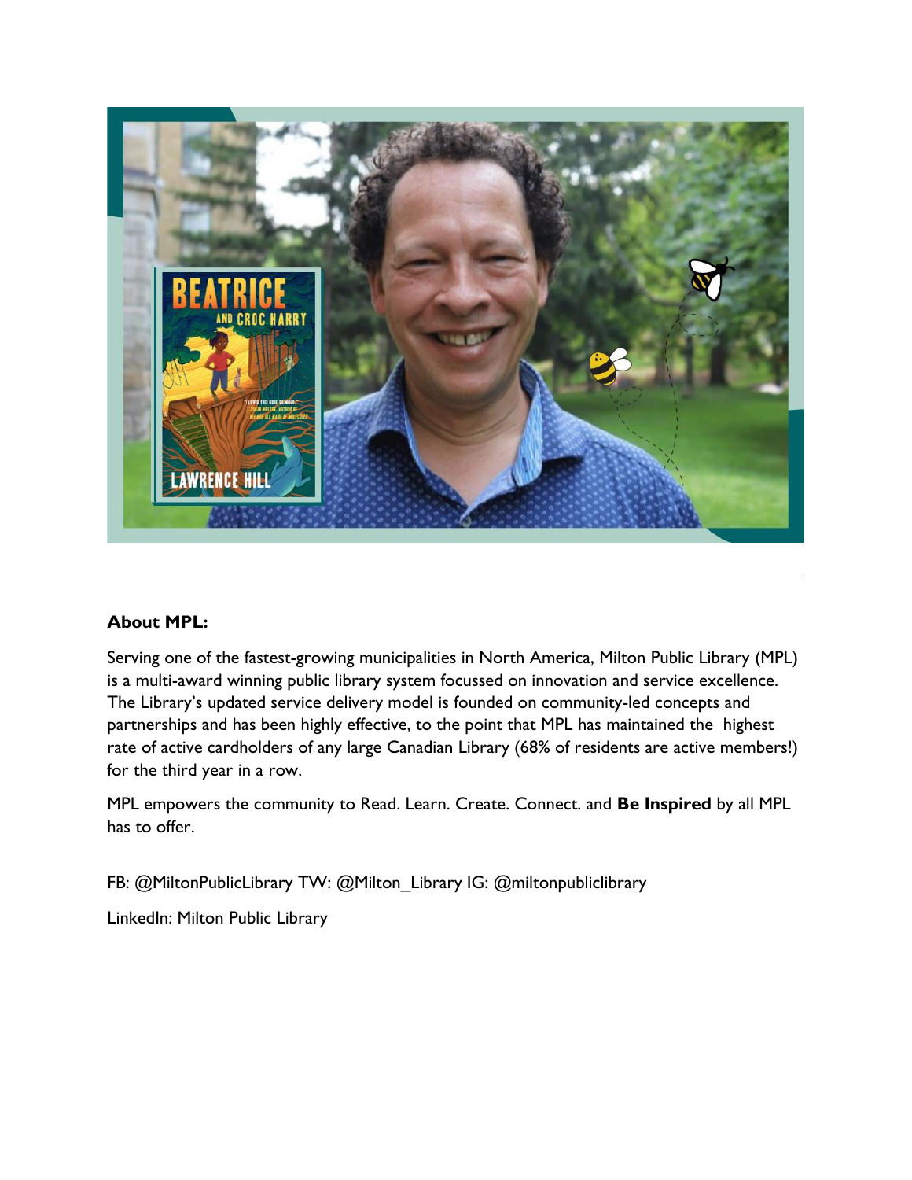**About MPL:**

Serving one of the fastest-growing municipalities in North America, Milton Public Library (MPL) is a multi-award winning public library system focussed on innovation and service excellence. The Library's updated service delivery model is founded on community-led concepts and partnerships and has been highly effective, to the point that MPL has maintained the highest rate of active cardholders of any large Canadian Library (68% of residents are active members!) for the third year in a row.

MPL empowers the community to Read. Learn. Create. Connect. and **Be Inspired** by all MPL has to offer.

FB: @MiltonPublicLibrary TW: @Milton_Library IG: @miltonpubliclibrary

LinkedIn: Milton Public Library